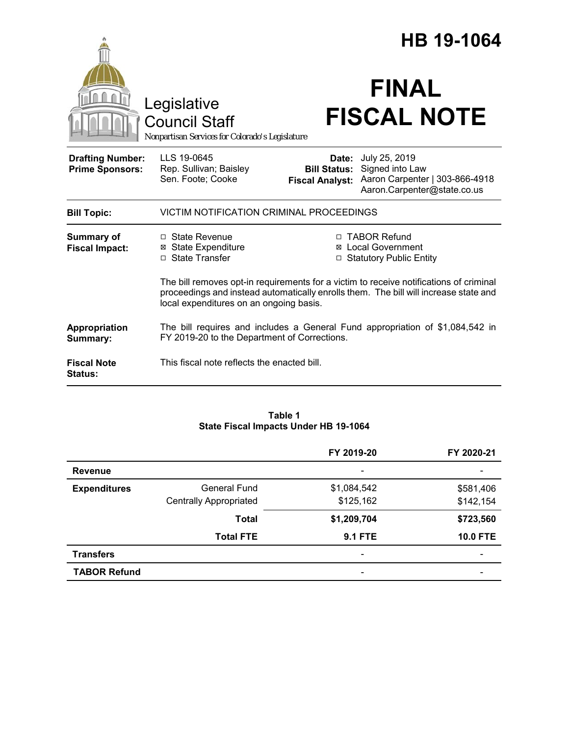# HB 19-1064

Legislative Council Staff

*Nonpartisan Services for Colorado's Legislature*

# FINAL FISCAL NOTE

| | | | |
|---|---|---|---|
| **Drafting Number:** | LLS 19-0645 | **Date:** | July 25, 2019 |
| **Prime Sponsors:** | Rep. Sullivan; Baisley<br>Sen. Foote; Cooke | **Bill Status:** | Signed into Law |
| | | **Fiscal Analyst:** | Aaron Carpenter \| 303-866-4918<br>Aaron.Carpenter@state.co.us |

**Bill Topic:** VICTIM NOTIFICATION CRIMINAL PROCEEDINGS

**Summary of Fiscal Impact:**

- ☐ State Revenue
- ☒ State Expenditure
- ☐ State Transfer
- ☐ TABOR Refund
- ☒ Local Government
- ☐ Statutory Public Entity

The bill removes opt-in requirements for a victim to receive notifications of criminal proceedings and instead automatically enrolls them. The bill will increase state and local expenditures on an ongoing basis.

**Appropriation Summary:** The bill requires and includes a General Fund appropriation of $1,084,542 in FY 2019-20 to the Department of Corrections.

**Fiscal Note Status:** This fiscal note reflects the enacted bill.

**Table 1**
**State Fiscal Impacts Under HB 19-1064**

| | | FY 2019-20 | FY 2020-21 |
|---|---|---|---|
| **Revenue** | | - | - |
| **Expenditures** | General Fund | $1,084,542 | $581,406 |
| | Centrally Appropriated | $125,162 | $142,154 |
| | **Total** | **$1,209,704** | **$723,560** |
| | **Total FTE** | **9.1 FTE** | **10.0 FTE** |
| **Transfers** | | - | - |
| **TABOR Refund** | | - | - |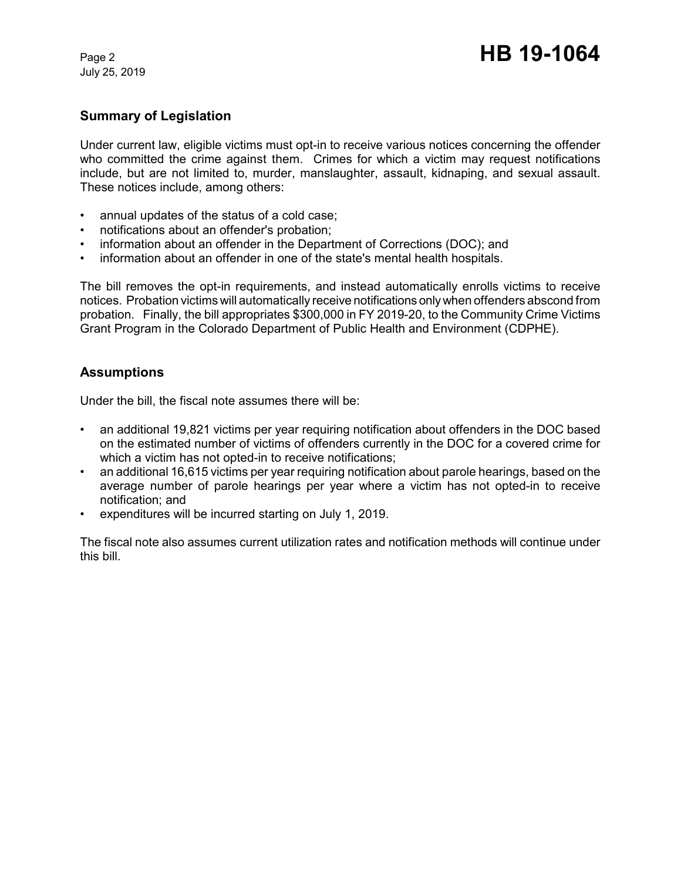## Summary of Legislation

Under current law, eligible victims must opt-in to receive various notices concerning the offender who committed the crime against them. Crimes for which a victim may request notifications include, but are not limited to, murder, manslaughter, assault, kidnaping, and sexual assault. These notices include, among others:

- annual updates of the status of a cold case;
- notifications about an offender's probation;
- information about an offender in the Department of Corrections (DOC); and
- information about an offender in one of the state's mental health hospitals.

The bill removes the opt-in requirements, and instead automatically enrolls victims to receive notices. Probation victims will automatically receive notifications only when offenders abscond from probation. Finally, the bill appropriates $300,000 in FY 2019-20, to the Community Crime Victims Grant Program in the Colorado Department of Public Health and Environment (CDPHE).

## Assumptions

Under the bill, the fiscal note assumes there will be:

- an additional 19,821 victims per year requiring notification about offenders in the DOC based on the estimated number of victims of offenders currently in the DOC for a covered crime for which a victim has not opted-in to receive notifications;
- an additional 16,615 victims per year requiring notification about parole hearings, based on the average number of parole hearings per year where a victim has not opted-in to receive notification; and
- expenditures will be incurred starting on July 1, 2019.

The fiscal note also assumes current utilization rates and notification methods will continue under this bill.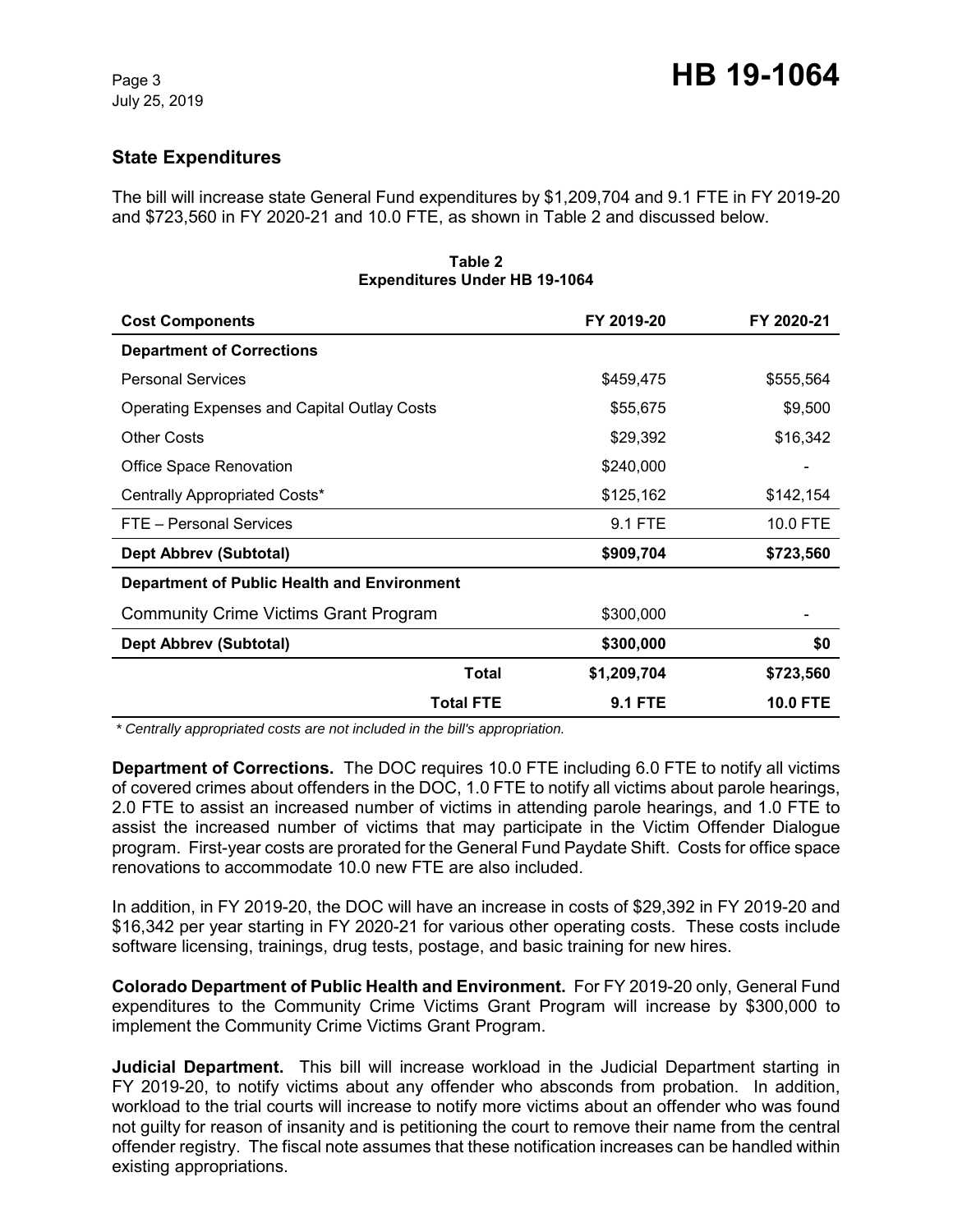## State Expenditures

The bill will increase state General Fund expenditures by $1,209,704 and 9.1 FTE in FY 2019-20 and $723,560 in FY 2020-21 and 10.0 FTE, as shown in Table 2 and discussed below.

**Table 2**
**Expenditures Under HB 19-1064**

| Cost Components | FY 2019-20 | FY 2020-21 |
|---|---|---|
| **Department of Corrections** | | |
| Personal Services | $459,475 | $555,564 |
| Operating Expenses and Capital Outlay Costs | $55,675 | $9,500 |
| Other Costs | $29,392 | $16,342 |
| Office Space Renovation | $240,000 | - |
| Centrally Appropriated Costs* | $125,162 | $142,154 |
| FTE – Personal Services | 9.1 FTE | 10.0 FTE |
| **Dept Abbrev (Subtotal)** | **$909,704** | **$723,560** |
| **Department of Public Health and Environment** | | |
| Community Crime Victims Grant Program | $300,000 | - |
| **Dept Abbrev (Subtotal)** | **$300,000** | **$0** |
| **Total** | **$1,209,704** | **$723,560** |
| **Total FTE** | **9.1 FTE** | **10.0 FTE** |

*\* Centrally appropriated costs are not included in the bill's appropriation.*

**Department of Corrections.** The DOC requires 10.0 FTE including 6.0 FTE to notify all victims of covered crimes about offenders in the DOC, 1.0 FTE to notify all victims about parole hearings, 2.0 FTE to assist an increased number of victims in attending parole hearings, and 1.0 FTE to assist the increased number of victims that may participate in the Victim Offender Dialogue program. First-year costs are prorated for the General Fund Paydate Shift. Costs for office space renovations to accommodate 10.0 new FTE are also included.

In addition, in FY 2019-20, the DOC will have an increase in costs of $29,392 in FY 2019-20 and $16,342 per year starting in FY 2020-21 for various other operating costs. These costs include software licensing, trainings, drug tests, postage, and basic training for new hires.

**Colorado Department of Public Health and Environment.** For FY 2019-20 only, General Fund expenditures to the Community Crime Victims Grant Program will increase by $300,000 to implement the Community Crime Victims Grant Program.

**Judicial Department.** This bill will increase workload in the Judicial Department starting in FY 2019-20, to notify victims about any offender who absconds from probation. In addition, workload to the trial courts will increase to notify more victims about an offender who was found not guilty for reason of insanity and is petitioning the court to remove their name from the central offender registry. The fiscal note assumes that these notification increases can be handled within existing appropriations.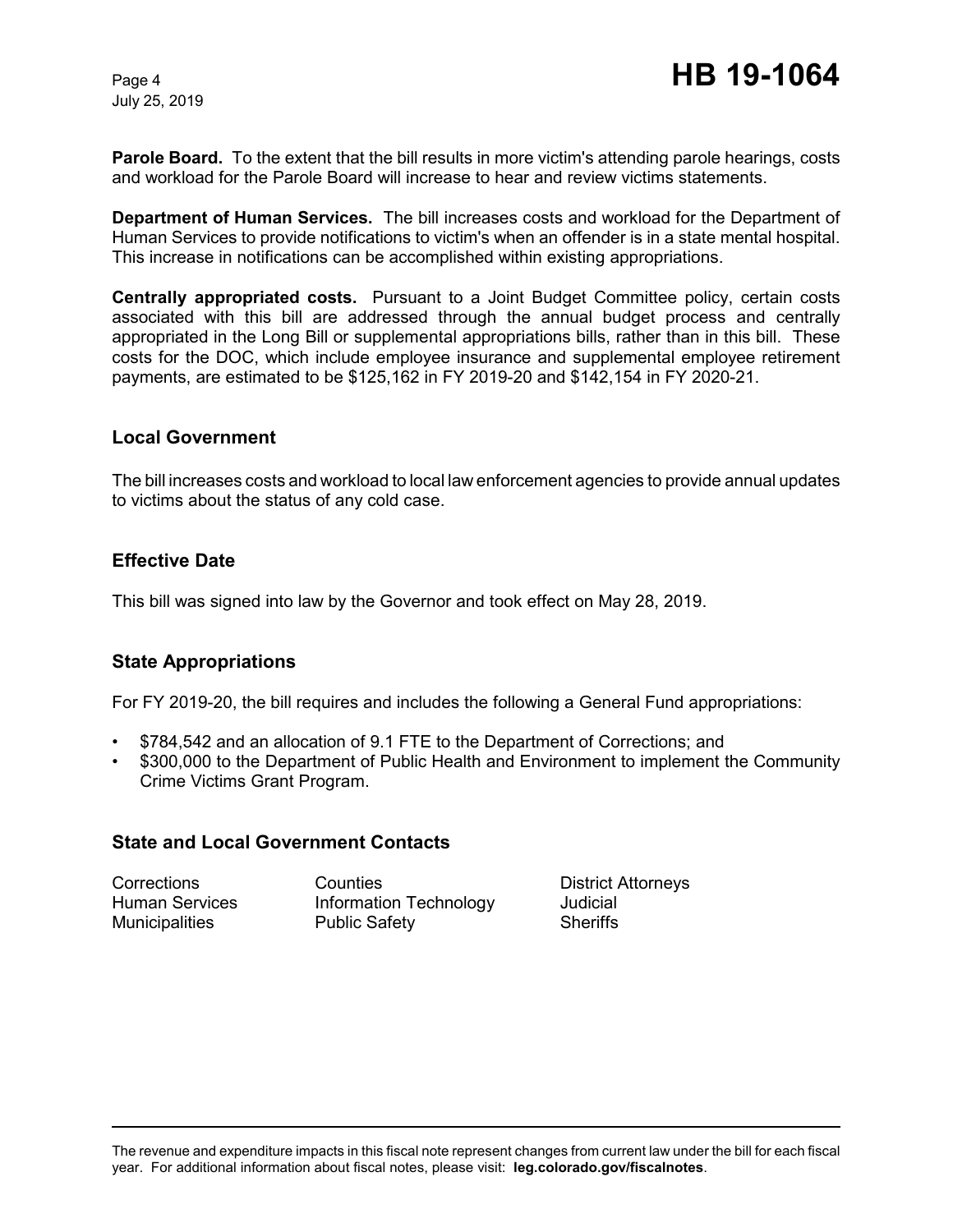**Parole Board.** To the extent that the bill results in more victim's attending parole hearings, costs and workload for the Parole Board will increase to hear and review victims statements.

**Department of Human Services.** The bill increases costs and workload for the Department of Human Services to provide notifications to victim's when an offender is in a state mental hospital. This increase in notifications can be accomplished within existing appropriations.

**Centrally appropriated costs.** Pursuant to a Joint Budget Committee policy, certain costs associated with this bill are addressed through the annual budget process and centrally appropriated in the Long Bill or supplemental appropriations bills, rather than in this bill. These costs for the DOC, which include employee insurance and supplemental employee retirement payments, are estimated to be $125,162 in FY 2019-20 and $142,154 in FY 2020-21.

## Local Government

The bill increases costs and workload to local law enforcement agencies to provide annual updates to victims about the status of any cold case.

## Effective Date

This bill was signed into law by the Governor and took effect on May 28, 2019.

## State Appropriations

For FY 2019-20, the bill requires and includes the following a General Fund appropriations:

- $784,542 and an allocation of 9.1 FTE to the Department of Corrections; and
- $300,000 to the Department of Public Health and Environment to implement the Community Crime Victims Grant Program.

## State and Local Government Contacts

| | | |
|---|---|---|
| Corrections | Counties | District Attorneys |
| Human Services | Information Technology | Judicial |
| Municipalities | Public Safety | Sheriffs |

The revenue and expenditure impacts in this fiscal note represent changes from current law under the bill for each fiscal year. For additional information about fiscal notes, please visit: **leg.colorado.gov/fiscalnotes**.